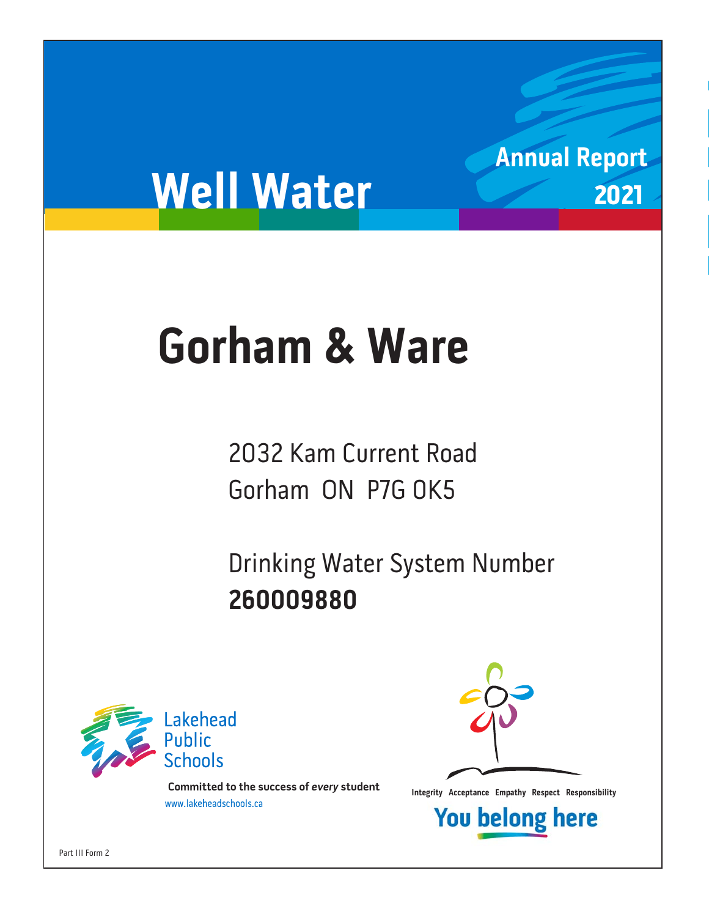# Well Water

Annual Report 2021

# Gorham & Ware

2032 Kam Current Road
Gorham ON P7G 0K5

Drinking Water System Number
**260009880**

Lakehead Public Schools

**Committed to the success of *every* student**

www.lakeheadschools.ca

**Integrity Acceptance Empathy Respect Responsibility**

**You belong here**

Part III Form 2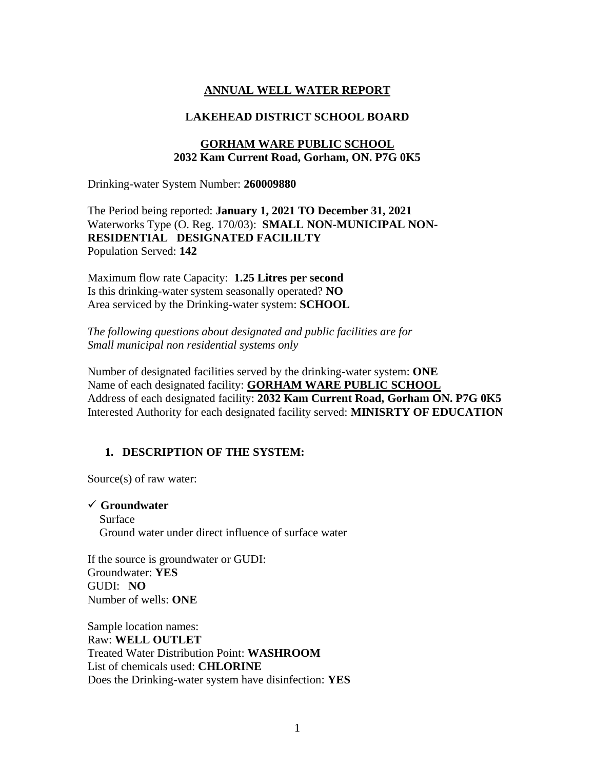**ANNUAL WELL WATER REPORT**

**LAKEHEAD DISTRICT SCHOOL BOARD**

**GORHAM WARE PUBLIC SCHOOL**
**2032 Kam Current Road, Gorham, ON. P7G 0K5**

Drinking-water System Number: **260009880**

The Period being reported: **January 1, 2021 TO December 31, 2021**
Waterworks Type (O. Reg. 170/03): **SMALL NON-MUNICIPAL NON-RESIDENTIAL DESIGNATED FACILILTY**
Population Served: **142**

Maximum flow rate Capacity: **1.25 Litres per second**
Is this drinking-water system seasonally operated? **NO**
Area serviced by the Drinking-water system: **SCHOOL**

*The following questions about designated and public facilities are for Small municipal non residential systems only*

Number of designated facilities served by the drinking-water system: **ONE**
Name of each designated facility: **GORHAM WARE PUBLIC SCHOOL**
Address of each designated facility: **2032 Kam Current Road, Gorham ON. P7G 0K5**
Interested Authority for each designated facility served: **MINISRTY OF EDUCATION**

## 1. DESCRIPTION OF THE SYSTEM:

Source(s) of raw water:

- ✓ **Groundwater**
- Surface
- Ground water under direct influence of surface water

If the source is groundwater or GUDI:
Groundwater: **YES**
GUDI: **NO**
Number of wells: **ONE**

Sample location names:
Raw: **WELL OUTLET**
Treated Water Distribution Point: **WASHROOM**
List of chemicals used: **CHLORINE**
Does the Drinking-water system have disinfection: **YES**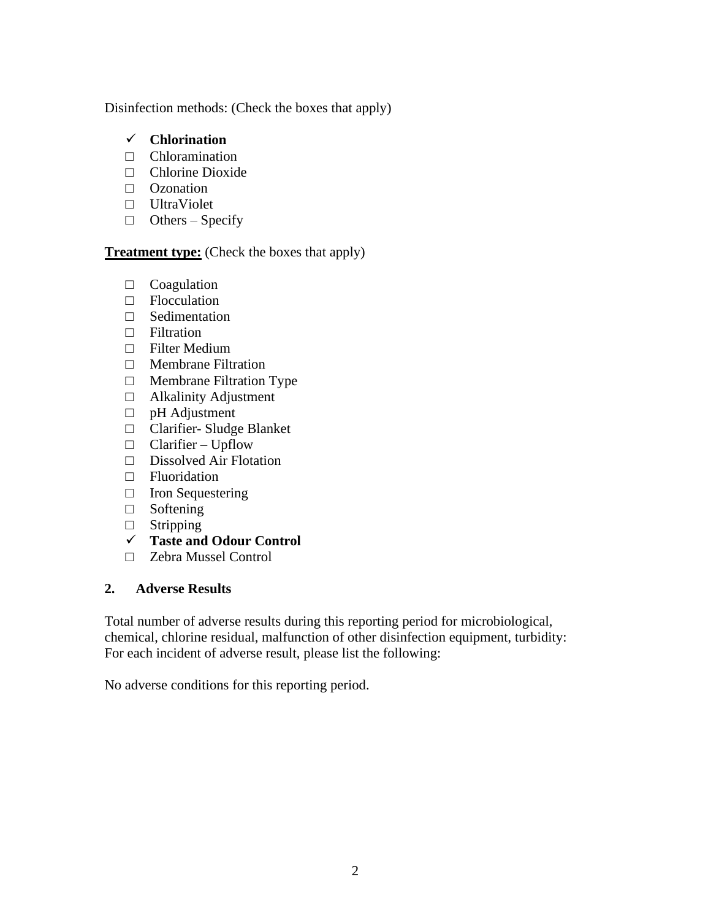Disinfection methods: (Check the boxes that apply)

- ✓ **Chlorination**
- □ Chloramination
- □ Chlorine Dioxide
- □ Ozonation
- □ UltraViolet
- □ Others – Specify

**Treatment type:** (Check the boxes that apply)

- □ Coagulation
- □ Flocculation
- □ Sedimentation
- □ Filtration
- □ Filter Medium
- □ Membrane Filtration
- □ Membrane Filtration Type
- □ Alkalinity Adjustment
- □ pH Adjustment
- □ Clarifier- Sludge Blanket
- □ Clarifier – Upflow
- □ Dissolved Air Flotation
- □ Fluoridation
- □ Iron Sequestering
- □ Softening
- □ Stripping
- ✓ **Taste and Odour Control**
- □ Zebra Mussel Control

## 2. Adverse Results

Total number of adverse results during this reporting period for microbiological, chemical, chlorine residual, malfunction of other disinfection equipment, turbidity: For each incident of adverse result, please list the following:

No adverse conditions for this reporting period.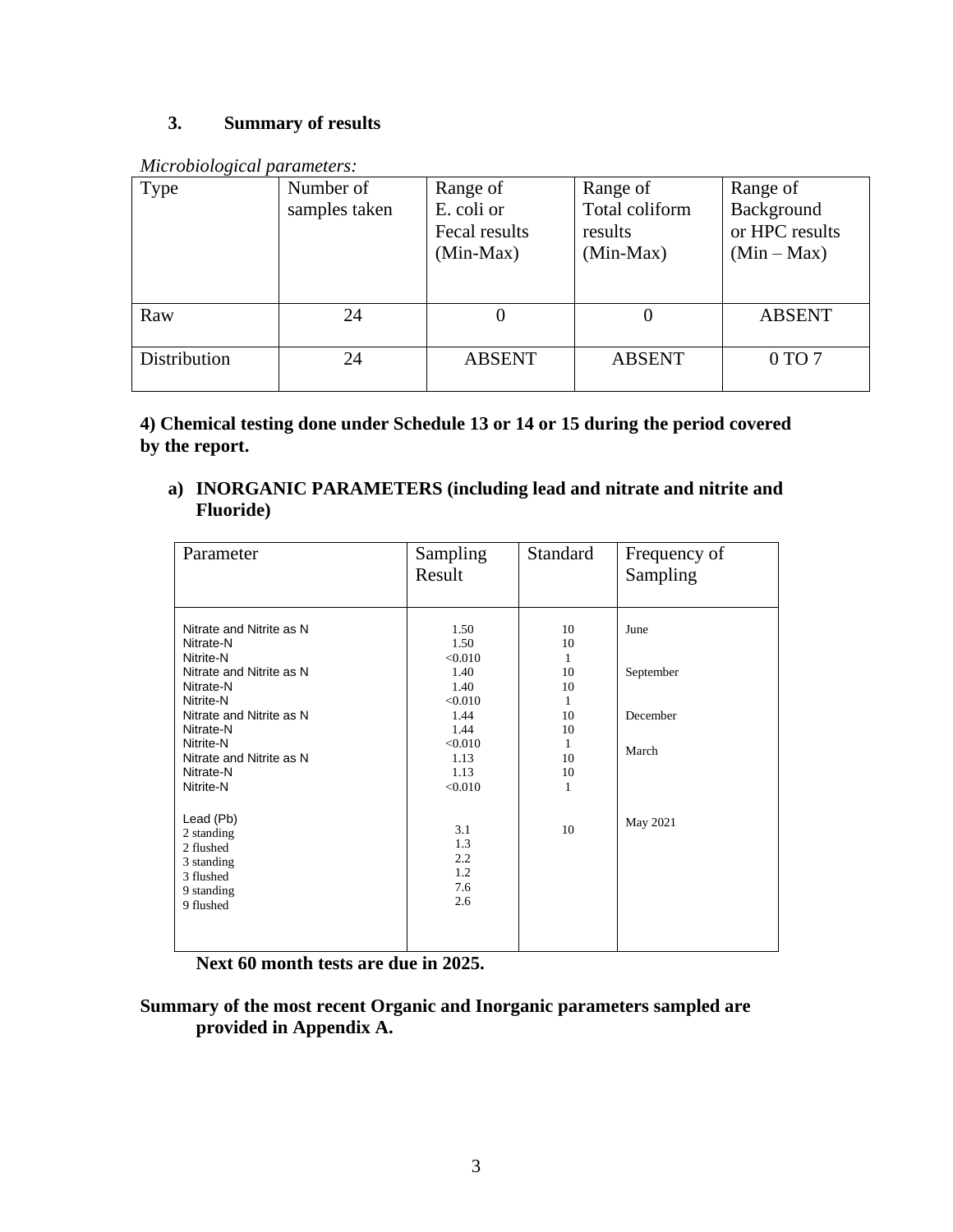### 3. Summary of results

*Microbiological parameters:*

| Type | Number of samples taken | Range of E. coli or Fecal results (Min-Max) | Range of Total coliform results (Min-Max) | Range of Background or HPC results (Min – Max) |
|---|---|---|---|---|
| Raw | 24 | 0 | 0 | ABSENT |
| Distribution | 24 | ABSENT | ABSENT | 0 TO 7 |

**4) Chemical testing done under Schedule 13 or 14 or 15 during the period covered by the report.**

**a) INORGANIC PARAMETERS (including lead and nitrate and nitrite and Fluoride)**

| Parameter | Sampling Result | Standard | Frequency of Sampling |
|---|---|---|---|
| Nitrate and Nitrite as N | 1.50 | 10 | June |
| Nitrate-N | 1.50 | 10 | |
| Nitrite-N | <0.010 | 1 | |
| Nitrate and Nitrite as N | 1.40 | 10 | September |
| Nitrate-N | 1.40 | 10 | |
| Nitrite-N | <0.010 | 1 | |
| Nitrate and Nitrite as N | 1.44 | 10 | December |
| Nitrate-N | 1.44 | 10 | |
| Nitrite-N | <0.010 | 1 | |
| Nitrate and Nitrite as N | 1.13 | 10 | March |
| Nitrate-N | 1.13 | 10 | |
| Nitrite-N | <0.010 | 1 | |
| Lead (Pb) | | 10 | May 2021 |
| 2 standing | 3.1 | | |
| 2 flushed | 1.3 | | |
| 3 standing | 2.2 | | |
| 3 flushed | 1.2 | | |
| 9 standing | 7.6 | | |
| 9 flushed | 2.6 | | |

**Next 60 month tests are due in 2025.**

**Summary of the most recent Organic and Inorganic parameters sampled are provided in Appendix A.**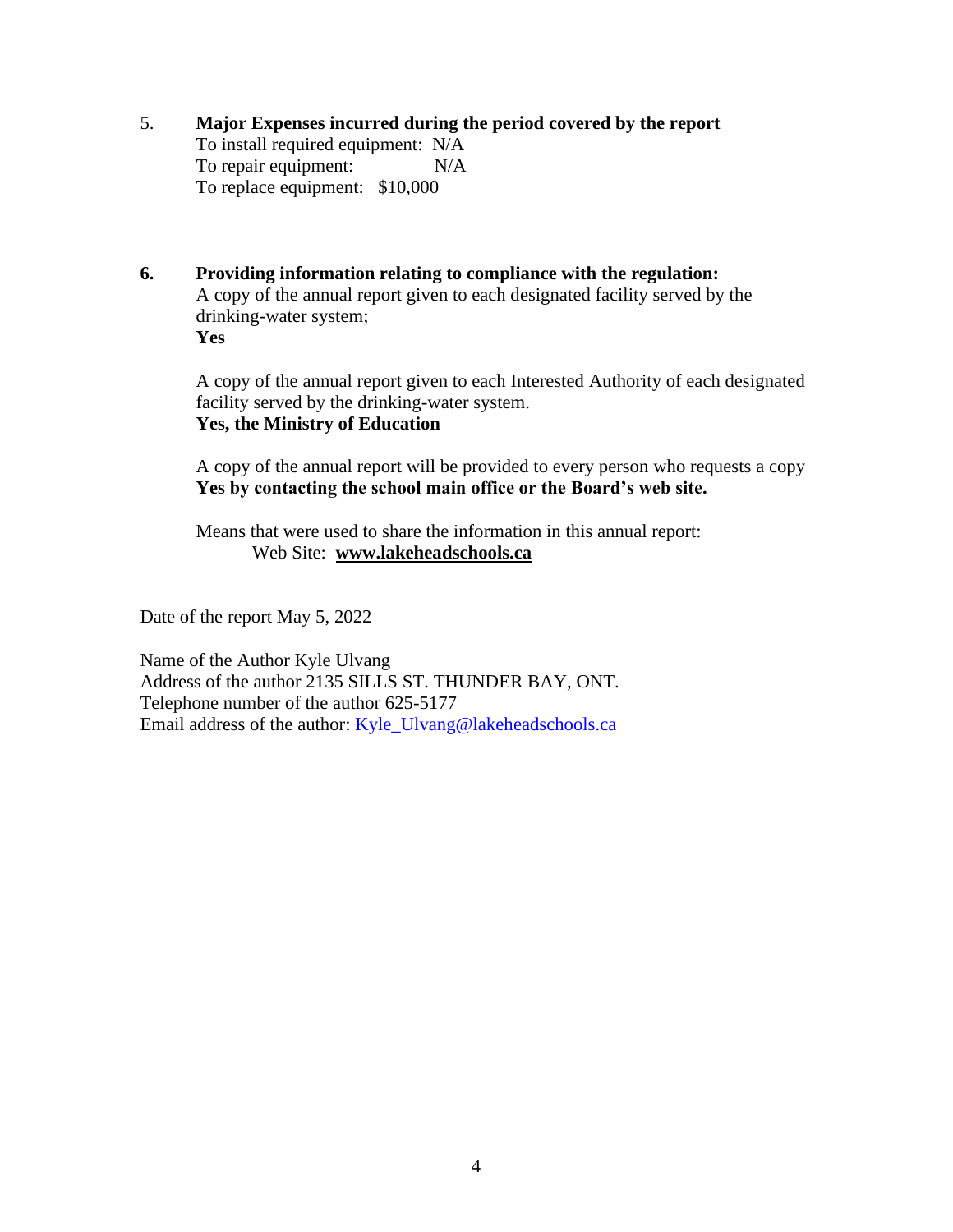5. **Major Expenses incurred during the period covered by the report**
   To install required equipment: N/A
   To repair equipment: N/A
   To replace equipment: $10,000

6. **Providing information relating to compliance with the regulation:**
   A copy of the annual report given to each designated facility served by the drinking-water system;
   **Yes**

   A copy of the annual report given to each Interested Authority of each designated facility served by the drinking-water system.
   **Yes, the Ministry of Education**

   A copy of the annual report will be provided to every person who requests a copy
   **Yes by contacting the school main office or the Board's web site.**

   Means that were used to share the information in this annual report:
   Web Site: **www.lakeheadschools.ca**

Date of the report May 5, 2022

Name of the Author Kyle Ulvang
Address of the author 2135 SILLS ST. THUNDER BAY, ONT.
Telephone number of the author 625-5177
Email address of the author: Kyle_Ulvang@lakeheadschools.ca